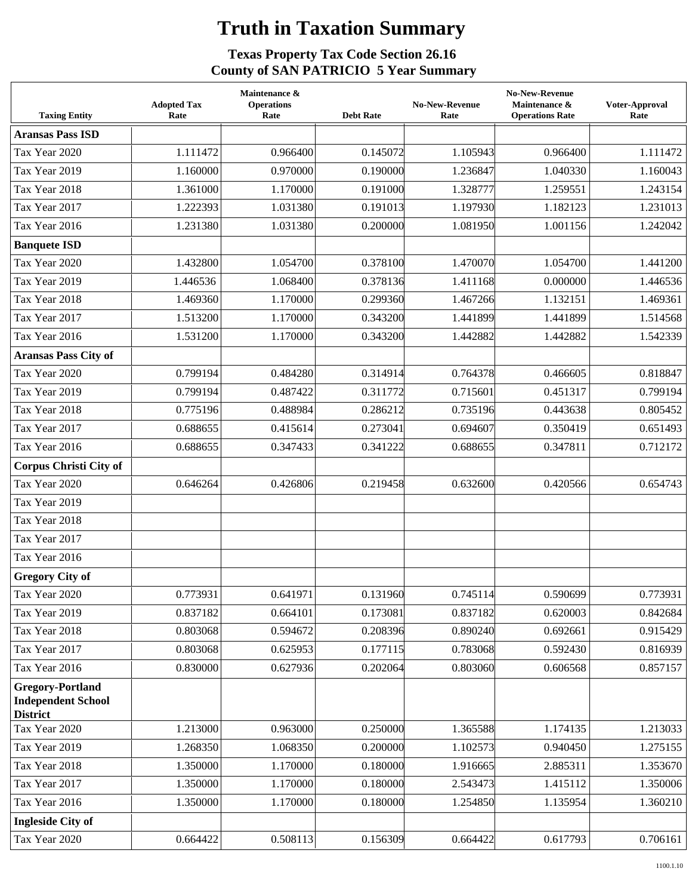# Truth in Taxation Summary

## Texas Property Tax Code Section 26.16
## County of SAN PATRICIO 5 Year Summary

| Taxing Entity | Adopted Tax Rate | Maintenance & Operations Rate | Debt Rate | No-New-Revenue Rate | No-New-Revenue Maintenance & Operations Rate | Voter-Approval Rate |
|---|---|---|---|---|---|---|
| **Aransas Pass ISD** | | | | | | |
| Tax Year 2020 | 1.111472 | 0.966400 | 0.145072 | 1.105943 | 0.966400 | 1.111472 |
| Tax Year 2019 | 1.160000 | 0.970000 | 0.190000 | 1.236847 | 1.040330 | 1.160043 |
| Tax Year 2018 | 1.361000 | 1.170000 | 0.191000 | 1.328777 | 1.259551 | 1.243154 |
| Tax Year 2017 | 1.222393 | 1.031380 | 0.191013 | 1.197930 | 1.182123 | 1.231013 |
| Tax Year 2016 | 1.231380 | 1.031380 | 0.200000 | 1.081950 | 1.001156 | 1.242042 |
| **Banquete ISD** | | | | | | |
| Tax Year 2020 | 1.432800 | 1.054700 | 0.378100 | 1.470070 | 1.054700 | 1.441200 |
| Tax Year 2019 | 1.446536 | 1.068400 | 0.378136 | 1.411168 | 0.000000 | 1.446536 |
| Tax Year 2018 | 1.469360 | 1.170000 | 0.299360 | 1.467266 | 1.132151 | 1.469361 |
| Tax Year 2017 | 1.513200 | 1.170000 | 0.343200 | 1.441899 | 1.441899 | 1.514568 |
| Tax Year 2016 | 1.531200 | 1.170000 | 0.343200 | 1.442882 | 1.442882 | 1.542339 |
| **Aransas Pass City of** | | | | | | |
| Tax Year 2020 | 0.799194 | 0.484280 | 0.314914 | 0.764378 | 0.466605 | 0.818847 |
| Tax Year 2019 | 0.799194 | 0.487422 | 0.311772 | 0.715601 | 0.451317 | 0.799194 |
| Tax Year 2018 | 0.775196 | 0.488984 | 0.286212 | 0.735196 | 0.443638 | 0.805452 |
| Tax Year 2017 | 0.688655 | 0.415614 | 0.273041 | 0.694607 | 0.350419 | 0.651493 |
| Tax Year 2016 | 0.688655 | 0.347433 | 0.341222 | 0.688655 | 0.347811 | 0.712172 |
| **Corpus Christi City of** | | | | | | |
| Tax Year 2020 | 0.646264 | 0.426806 | 0.219458 | 0.632600 | 0.420566 | 0.654743 |
| Tax Year 2019 | | | | | | |
| Tax Year 2018 | | | | | | |
| Tax Year 2017 | | | | | | |
| Tax Year 2016 | | | | | | |
| **Gregory City of** | | | | | | |
| Tax Year 2020 | 0.773931 | 0.641971 | 0.131960 | 0.745114 | 0.590699 | 0.773931 |
| Tax Year 2019 | 0.837182 | 0.664101 | 0.173081 | 0.837182 | 0.620003 | 0.842684 |
| Tax Year 2018 | 0.803068 | 0.594672 | 0.208396 | 0.890240 | 0.692661 | 0.915429 |
| Tax Year 2017 | 0.803068 | 0.625953 | 0.177115 | 0.783068 | 0.592430 | 0.816939 |
| Tax Year 2016 | 0.830000 | 0.627936 | 0.202064 | 0.803060 | 0.606568 | 0.857157 |
| **Gregory-Portland Independent School District** | | | | | | |
| Tax Year 2020 | 1.213000 | 0.963000 | 0.250000 | 1.365588 | 1.174135 | 1.213033 |
| Tax Year 2019 | 1.268350 | 1.068350 | 0.200000 | 1.102573 | 0.940450 | 1.275155 |
| Tax Year 2018 | 1.350000 | 1.170000 | 0.180000 | 1.916665 | 2.885311 | 1.353670 |
| Tax Year 2017 | 1.350000 | 1.170000 | 0.180000 | 2.543473 | 1.415112 | 1.350006 |
| Tax Year 2016 | 1.350000 | 1.170000 | 0.180000 | 1.254850 | 1.135954 | 1.360210 |
| **Ingleside City of** | | | | | | |
| Tax Year 2020 | 0.664422 | 0.508113 | 0.156309 | 0.664422 | 0.617793 | 0.706161 |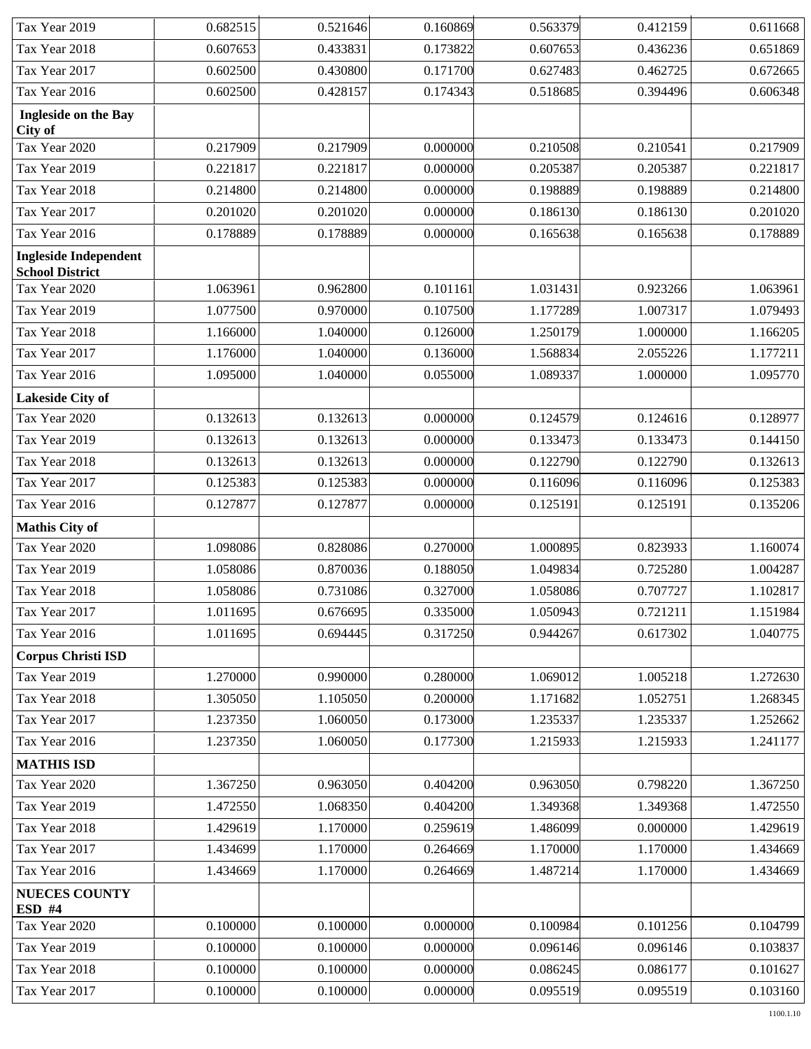| | | | | | | |
|---|---|---|---|---|---|---|
| Tax Year 2019 | 0.682515 | 0.521646 | 0.160869 | 0.563379 | 0.412159 | 0.611668 |
| Tax Year 2018 | 0.607653 | 0.433831 | 0.173822 | 0.607653 | 0.436236 | 0.651869 |
| Tax Year 2017 | 0.602500 | 0.430800 | 0.171700 | 0.627483 | 0.462725 | 0.672665 |
| Tax Year 2016 | 0.602500 | 0.428157 | 0.174343 | 0.518685 | 0.394496 | 0.606348 |
| **Ingleside on the Bay City of** | | | | | | |
| Tax Year 2020 | 0.217909 | 0.217909 | 0.000000 | 0.210508 | 0.210541 | 0.217909 |
| Tax Year 2019 | 0.221817 | 0.221817 | 0.000000 | 0.205387 | 0.205387 | 0.221817 |
| Tax Year 2018 | 0.214800 | 0.214800 | 0.000000 | 0.198889 | 0.198889 | 0.214800 |
| Tax Year 2017 | 0.201020 | 0.201020 | 0.000000 | 0.186130 | 0.186130 | 0.201020 |
| Tax Year 2016 | 0.178889 | 0.178889 | 0.000000 | 0.165638 | 0.165638 | 0.178889 |
| **Ingleside Independent School District** | | | | | | |
| Tax Year 2020 | 1.063961 | 0.962800 | 0.101161 | 1.031431 | 0.923266 | 1.063961 |
| Tax Year 2019 | 1.077500 | 0.970000 | 0.107500 | 1.177289 | 1.007317 | 1.079493 |
| Tax Year 2018 | 1.166000 | 1.040000 | 0.126000 | 1.250179 | 1.000000 | 1.166205 |
| Tax Year 2017 | 1.176000 | 1.040000 | 0.136000 | 1.568834 | 2.055226 | 1.177211 |
| Tax Year 2016 | 1.095000 | 1.040000 | 0.055000 | 1.089337 | 1.000000 | 1.095770 |
| **Lakeside City of** | | | | | | |
| Tax Year 2020 | 0.132613 | 0.132613 | 0.000000 | 0.124579 | 0.124616 | 0.128977 |
| Tax Year 2019 | 0.132613 | 0.132613 | 0.000000 | 0.133473 | 0.133473 | 0.144150 |
| Tax Year 2018 | 0.132613 | 0.132613 | 0.000000 | 0.122790 | 0.122790 | 0.132613 |
| Tax Year 2017 | 0.125383 | 0.125383 | 0.000000 | 0.116096 | 0.116096 | 0.125383 |
| Tax Year 2016 | 0.127877 | 0.127877 | 0.000000 | 0.125191 | 0.125191 | 0.135206 |
| **Mathis City of** | | | | | | |
| Tax Year 2020 | 1.098086 | 0.828086 | 0.270000 | 1.000895 | 0.823933 | 1.160074 |
| Tax Year 2019 | 1.058086 | 0.870036 | 0.188050 | 1.049834 | 0.725280 | 1.004287 |
| Tax Year 2018 | 1.058086 | 0.731086 | 0.327000 | 1.058086 | 0.707727 | 1.102817 |
| Tax Year 2017 | 1.011695 | 0.676695 | 0.335000 | 1.050943 | 0.721211 | 1.151984 |
| Tax Year 2016 | 1.011695 | 0.694445 | 0.317250 | 0.944267 | 0.617302 | 1.040775 |
| **Corpus Christi ISD** | | | | | | |
| Tax Year 2019 | 1.270000 | 0.990000 | 0.280000 | 1.069012 | 1.005218 | 1.272630 |
| Tax Year 2018 | 1.305050 | 1.105050 | 0.200000 | 1.171682 | 1.052751 | 1.268345 |
| Tax Year 2017 | 1.237350 | 1.060050 | 0.173000 | 1.235337 | 1.235337 | 1.252662 |
| Tax Year 2016 | 1.237350 | 1.060050 | 0.177300 | 1.215933 | 1.215933 | 1.241177 |
| **MATHIS ISD** | | | | | | |
| Tax Year 2020 | 1.367250 | 0.963050 | 0.404200 | 0.963050 | 0.798220 | 1.367250 |
| Tax Year 2019 | 1.472550 | 1.068350 | 0.404200 | 1.349368 | 1.349368 | 1.472550 |
| Tax Year 2018 | 1.429619 | 1.170000 | 0.259619 | 1.486099 | 0.000000 | 1.429619 |
| Tax Year 2017 | 1.434699 | 1.170000 | 0.264669 | 1.170000 | 1.170000 | 1.434669 |
| Tax Year 2016 | 1.434669 | 1.170000 | 0.264669 | 1.487214 | 1.170000 | 1.434669 |
| **NUECES COUNTY ESD #4** | | | | | | |
| Tax Year 2020 | 0.100000 | 0.100000 | 0.000000 | 0.100984 | 0.101256 | 0.104799 |
| Tax Year 2019 | 0.100000 | 0.100000 | 0.000000 | 0.096146 | 0.096146 | 0.103837 |
| Tax Year 2018 | 0.100000 | 0.100000 | 0.000000 | 0.086245 | 0.086177 | 0.101627 |
| Tax Year 2017 | 0.100000 | 0.100000 | 0.000000 | 0.095519 | 0.095519 | 0.103160 |

1100.1.10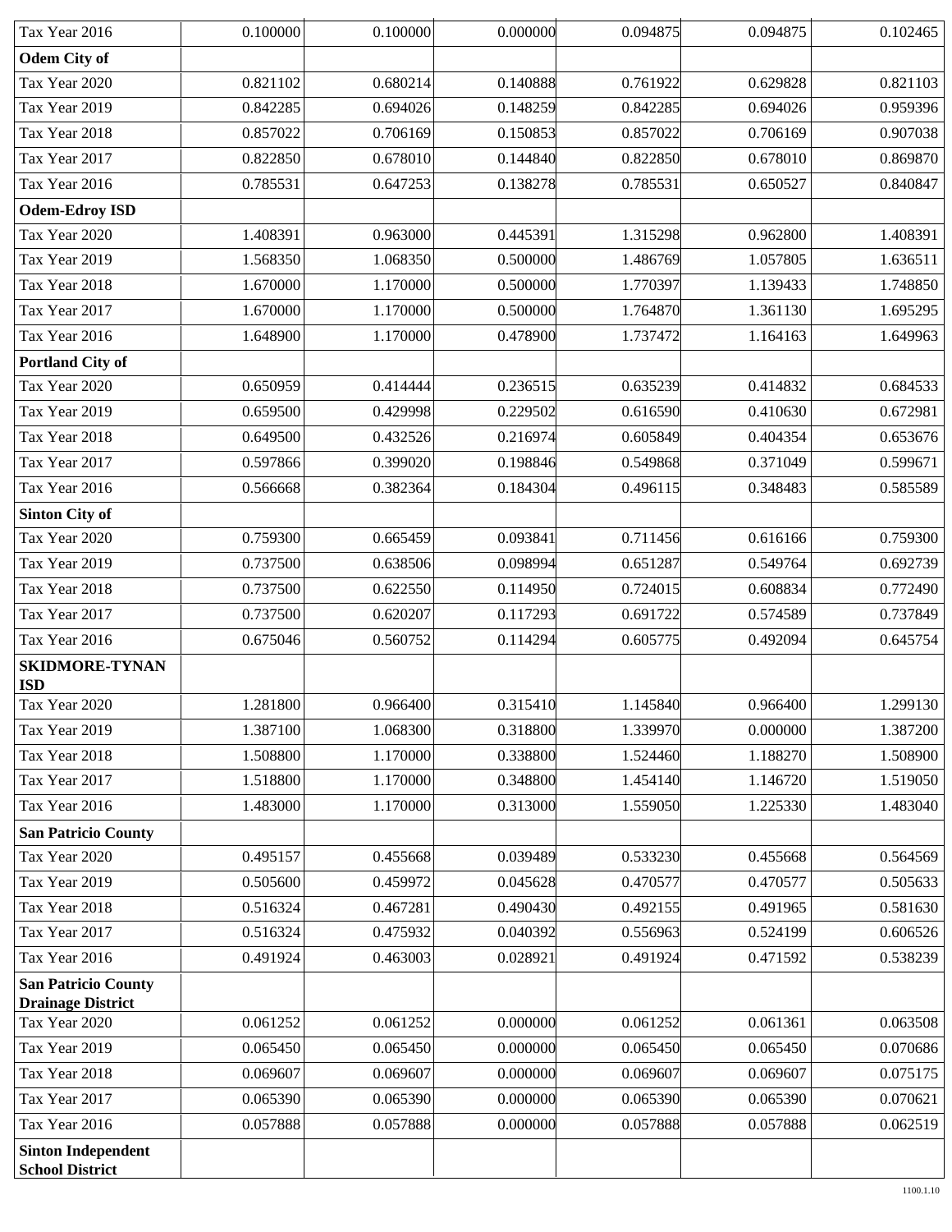| | | | | | | |
|---|---|---|---|---|---|---|
| Tax Year 2016 | 0.100000 | 0.100000 | 0.000000 | 0.094875 | 0.094875 | 0.102465 |
| **Odem City of** | | | | | | |
| Tax Year 2020 | 0.821102 | 0.680214 | 0.140888 | 0.761922 | 0.629828 | 0.821103 |
| Tax Year 2019 | 0.842285 | 0.694026 | 0.148259 | 0.842285 | 0.694026 | 0.959396 |
| Tax Year 2018 | 0.857022 | 0.706169 | 0.150853 | 0.857022 | 0.706169 | 0.907038 |
| Tax Year 2017 | 0.822850 | 0.678010 | 0.144840 | 0.822850 | 0.678010 | 0.869870 |
| Tax Year 2016 | 0.785531 | 0.647253 | 0.138278 | 0.785531 | 0.650527 | 0.840847 |
| **Odem-Edroy ISD** | | | | | | |
| Tax Year 2020 | 1.408391 | 0.963000 | 0.445391 | 1.315298 | 0.962800 | 1.408391 |
| Tax Year 2019 | 1.568350 | 1.068350 | 0.500000 | 1.486769 | 1.057805 | 1.636511 |
| Tax Year 2018 | 1.670000 | 1.170000 | 0.500000 | 1.770397 | 1.139433 | 1.748850 |
| Tax Year 2017 | 1.670000 | 1.170000 | 0.500000 | 1.764870 | 1.361130 | 1.695295 |
| Tax Year 2016 | 1.648900 | 1.170000 | 0.478900 | 1.737472 | 1.164163 | 1.649963 |
| **Portland City of** | | | | | | |
| Tax Year 2020 | 0.650959 | 0.414444 | 0.236515 | 0.635239 | 0.414832 | 0.684533 |
| Tax Year 2019 | 0.659500 | 0.429998 | 0.229502 | 0.616590 | 0.410630 | 0.672981 |
| Tax Year 2018 | 0.649500 | 0.432526 | 0.216974 | 0.605849 | 0.404354 | 0.653676 |
| Tax Year 2017 | 0.597866 | 0.399020 | 0.198846 | 0.549868 | 0.371049 | 0.599671 |
| Tax Year 2016 | 0.566668 | 0.382364 | 0.184304 | 0.496115 | 0.348483 | 0.585589 |
| **Sinton City of** | | | | | | |
| Tax Year 2020 | 0.759300 | 0.665459 | 0.093841 | 0.711456 | 0.616166 | 0.759300 |
| Tax Year 2019 | 0.737500 | 0.638506 | 0.098994 | 0.651287 | 0.549764 | 0.692739 |
| Tax Year 2018 | 0.737500 | 0.622550 | 0.114950 | 0.724015 | 0.608834 | 0.772490 |
| Tax Year 2017 | 0.737500 | 0.620207 | 0.117293 | 0.691722 | 0.574589 | 0.737849 |
| Tax Year 2016 | 0.675046 | 0.560752 | 0.114294 | 0.605775 | 0.492094 | 0.645754 |
| **SKIDMORE-TYNAN ISD** | | | | | | |
| Tax Year 2020 | 1.281800 | 0.966400 | 0.315410 | 1.145840 | 0.966400 | 1.299130 |
| Tax Year 2019 | 1.387100 | 1.068300 | 0.318800 | 1.339970 | 0.000000 | 1.387200 |
| Tax Year 2018 | 1.508800 | 1.170000 | 0.338800 | 1.524460 | 1.188270 | 1.508900 |
| Tax Year 2017 | 1.518800 | 1.170000 | 0.348800 | 1.454140 | 1.146720 | 1.519050 |
| Tax Year 2016 | 1.483000 | 1.170000 | 0.313000 | 1.559050 | 1.225330 | 1.483040 |
| **San Patricio County** | | | | | | |
| Tax Year 2020 | 0.495157 | 0.455668 | 0.039489 | 0.533230 | 0.455668 | 0.564569 |
| Tax Year 2019 | 0.505600 | 0.459972 | 0.045628 | 0.470577 | 0.470577 | 0.505633 |
| Tax Year 2018 | 0.516324 | 0.467281 | 0.490430 | 0.492155 | 0.491965 | 0.581630 |
| Tax Year 2017 | 0.516324 | 0.475932 | 0.040392 | 0.556963 | 0.524199 | 0.606526 |
| Tax Year 2016 | 0.491924 | 0.463003 | 0.028921 | 0.491924 | 0.471592 | 0.538239 |
| **San Patricio County Drainage District** | | | | | | |
| Tax Year 2020 | 0.061252 | 0.061252 | 0.000000 | 0.061252 | 0.061361 | 0.063508 |
| Tax Year 2019 | 0.065450 | 0.065450 | 0.000000 | 0.065450 | 0.065450 | 0.070686 |
| Tax Year 2018 | 0.069607 | 0.069607 | 0.000000 | 0.069607 | 0.069607 | 0.075175 |
| Tax Year 2017 | 0.065390 | 0.065390 | 0.000000 | 0.065390 | 0.065390 | 0.070621 |
| Tax Year 2016 | 0.057888 | 0.057888 | 0.000000 | 0.057888 | 0.057888 | 0.062519 |
| **Sinton Independent School District** | | | | | | |

1100.1.10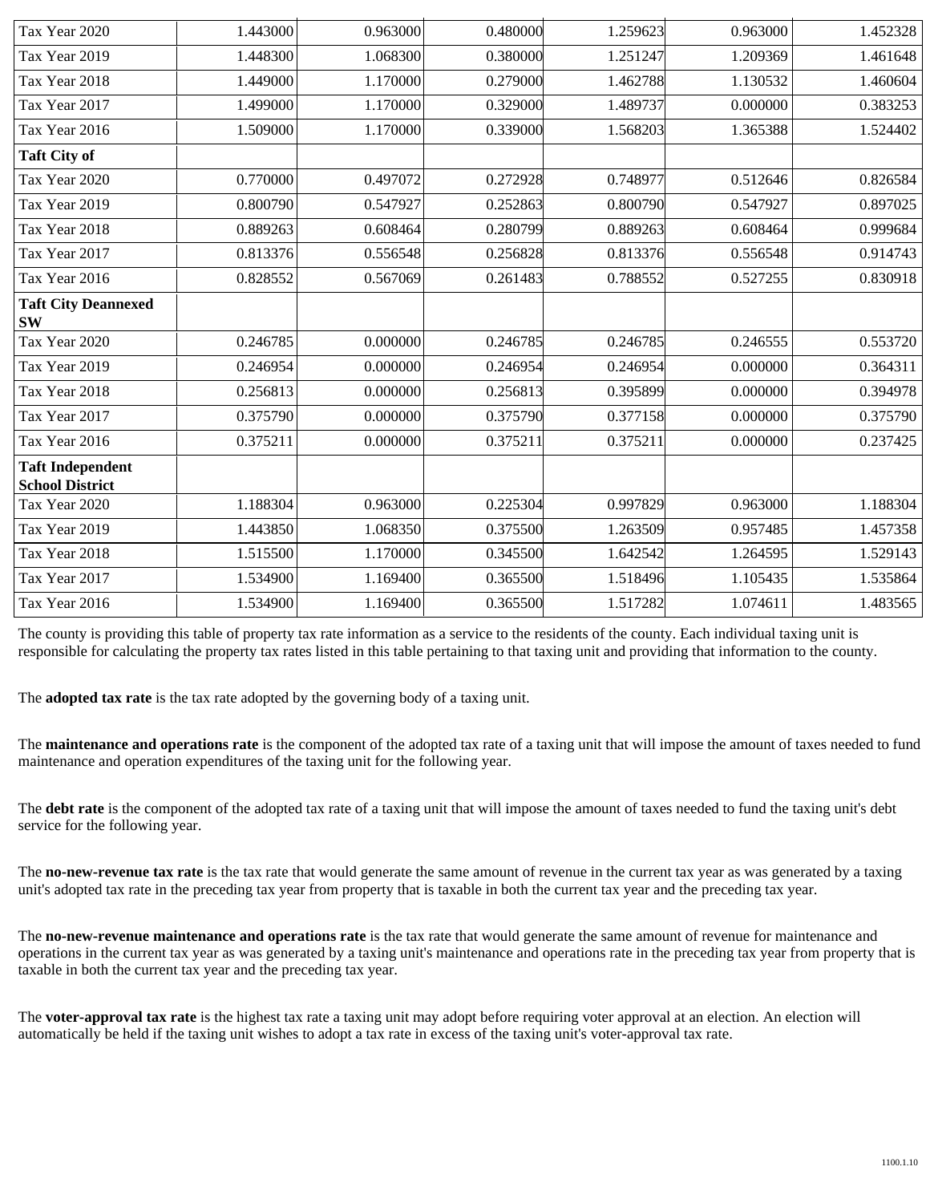| | | | | | | |
|---|---|---|---|---|---|---|
| Tax Year 2020 | 1.443000 | 0.963000 | 0.480000 | 1.259623 | 0.963000 | 1.452328 |
| Tax Year 2019 | 1.448300 | 1.068300 | 0.380000 | 1.251247 | 1.209369 | 1.461648 |
| Tax Year 2018 | 1.449000 | 1.170000 | 0.279000 | 1.462788 | 1.130532 | 1.460604 |
| Tax Year 2017 | 1.499000 | 1.170000 | 0.329000 | 1.489737 | 0.000000 | 0.383253 |
| Tax Year 2016 | 1.509000 | 1.170000 | 0.339000 | 1.568203 | 1.365388 | 1.524402 |
| **Taft City of** | | | | | | |
| Tax Year 2020 | 0.770000 | 0.497072 | 0.272928 | 0.748977 | 0.512646 | 0.826584 |
| Tax Year 2019 | 0.800790 | 0.547927 | 0.252863 | 0.800790 | 0.547927 | 0.897025 |
| Tax Year 2018 | 0.889263 | 0.608464 | 0.280799 | 0.889263 | 0.608464 | 0.999684 |
| Tax Year 2017 | 0.813376 | 0.556548 | 0.256828 | 0.813376 | 0.556548 | 0.914743 |
| Tax Year 2016 | 0.828552 | 0.567069 | 0.261483 | 0.788552 | 0.527255 | 0.830918 |
| **Taft City Deannexed SW** | | | | | | |
| Tax Year 2020 | 0.246785 | 0.000000 | 0.246785 | 0.246785 | 0.246555 | 0.553720 |
| Tax Year 2019 | 0.246954 | 0.000000 | 0.246954 | 0.246954 | 0.000000 | 0.364311 |
| Tax Year 2018 | 0.256813 | 0.000000 | 0.256813 | 0.395899 | 0.000000 | 0.394978 |
| Tax Year 2017 | 0.375790 | 0.000000 | 0.375790 | 0.377158 | 0.000000 | 0.375790 |
| Tax Year 2016 | 0.375211 | 0.000000 | 0.375211 | 0.375211 | 0.000000 | 0.237425 |
| **Taft Independent School District** | | | | | | |
| Tax Year 2020 | 1.188304 | 0.963000 | 0.225304 | 0.997829 | 0.963000 | 1.188304 |
| Tax Year 2019 | 1.443850 | 1.068350 | 0.375500 | 1.263509 | 0.957485 | 1.457358 |
| Tax Year 2018 | 1.515500 | 1.170000 | 0.345500 | 1.642542 | 1.264595 | 1.529143 |
| Tax Year 2017 | 1.534900 | 1.169400 | 0.365500 | 1.518496 | 1.105435 | 1.535864 |
| Tax Year 2016 | 1.534900 | 1.169400 | 0.365500 | 1.517282 | 1.074611 | 1.483565 |

The county is providing this table of property tax rate information as a service to the residents of the county. Each individual taxing unit is responsible for calculating the property tax rates listed in this table pertaining to that taxing unit and providing that information to the county.

The **adopted tax rate** is the tax rate adopted by the governing body of a taxing unit.

The **maintenance and operations rate** is the component of the adopted tax rate of a taxing unit that will impose the amount of taxes needed to fund maintenance and operation expenditures of the taxing unit for the following year.

The **debt rate** is the component of the adopted tax rate of a taxing unit that will impose the amount of taxes needed to fund the taxing unit's debt service for the following year.

The **no-new-revenue tax rate** is the tax rate that would generate the same amount of revenue in the current tax year as was generated by a taxing unit's adopted tax rate in the preceding tax year from property that is taxable in both the current tax year and the preceding tax year.

The **no-new-revenue maintenance and operations rate** is the tax rate that would generate the same amount of revenue for maintenance and operations in the current tax year as was generated by a taxing unit's maintenance and operations rate in the preceding tax year from property that is taxable in both the current tax year and the preceding tax year.

The **voter-approval tax rate** is the highest tax rate a taxing unit may adopt before requiring voter approval at an election. An election will automatically be held if the taxing unit wishes to adopt a tax rate in excess of the taxing unit's voter-approval tax rate.

1100.1.10